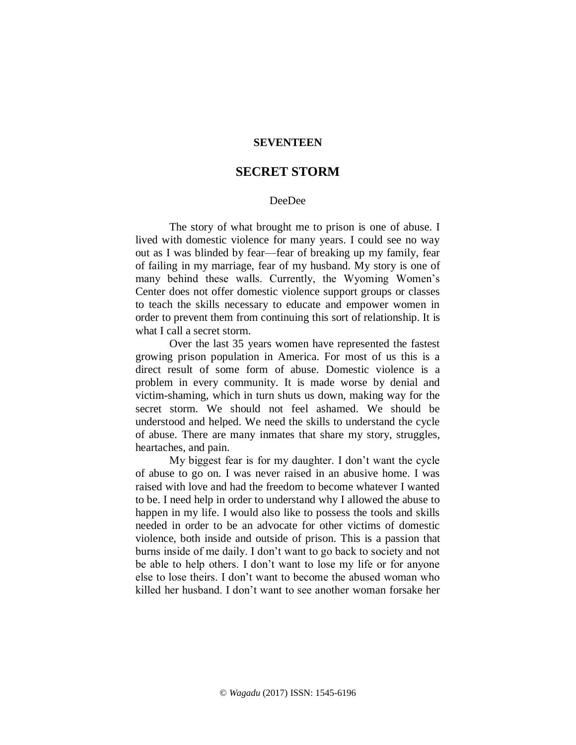**SEVENTEEN**

# SECRET STORM

DeeDee

The story of what brought me to prison is one of abuse. I lived with domestic violence for many years. I could see no way out as I was blinded by fear—fear of breaking up my family, fear of failing in my marriage, fear of my husband. My story is one of many behind these walls. Currently, the Wyoming Women's Center does not offer domestic violence support groups or classes to teach the skills necessary to educate and empower women in order to prevent them from continuing this sort of relationship. It is what I call a secret storm.

Over the last 35 years women have represented the fastest growing prison population in America. For most of us this is a direct result of some form of abuse. Domestic violence is a problem in every community. It is made worse by denial and victim-shaming, which in turn shuts us down, making way for the secret storm. We should not feel ashamed. We should be understood and helped. We need the skills to understand the cycle of abuse. There are many inmates that share my story, struggles, heartaches, and pain.

My biggest fear is for my daughter. I don't want the cycle of abuse to go on. I was never raised in an abusive home. I was raised with love and had the freedom to become whatever I wanted to be. I need help in order to understand why I allowed the abuse to happen in my life. I would also like to possess the tools and skills needed in order to be an advocate for other victims of domestic violence, both inside and outside of prison. This is a passion that burns inside of me daily. I don't want to go back to society and not be able to help others. I don't want to lose my life or for anyone else to lose theirs. I don't want to become the abused woman who killed her husband. I don't want to see another woman forsake her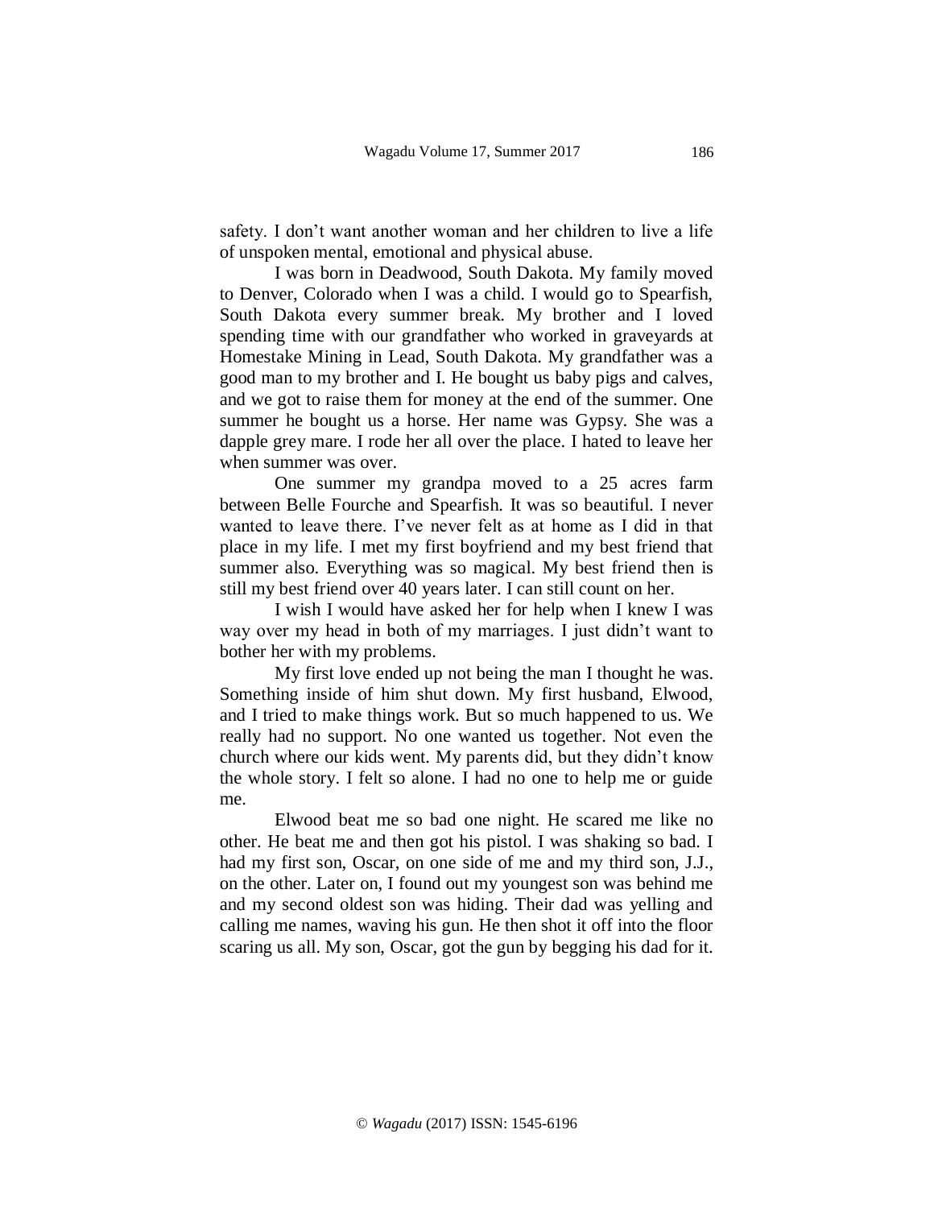safety. I don't want another woman and her children to live a life of unspoken mental, emotional and physical abuse.

I was born in Deadwood, South Dakota. My family moved to Denver, Colorado when I was a child. I would go to Spearfish, South Dakota every summer break. My brother and I loved spending time with our grandfather who worked in graveyards at Homestake Mining in Lead, South Dakota. My grandfather was a good man to my brother and I. He bought us baby pigs and calves, and we got to raise them for money at the end of the summer. One summer he bought us a horse. Her name was Gypsy. She was a dapple grey mare. I rode her all over the place. I hated to leave her when summer was over.

One summer my grandpa moved to a 25 acres farm between Belle Fourche and Spearfish. It was so beautiful. I never wanted to leave there. I've never felt as at home as I did in that place in my life. I met my first boyfriend and my best friend that summer also. Everything was so magical. My best friend then is still my best friend over 40 years later. I can still count on her.

I wish I would have asked her for help when I knew I was way over my head in both of my marriages. I just didn't want to bother her with my problems.

My first love ended up not being the man I thought he was. Something inside of him shut down. My first husband, Elwood, and I tried to make things work. But so much happened to us. We really had no support. No one wanted us together. Not even the church where our kids went. My parents did, but they didn't know the whole story. I felt so alone. I had no one to help me or guide me.

Elwood beat me so bad one night. He scared me like no other. He beat me and then got his pistol. I was shaking so bad. I had my first son, Oscar, on one side of me and my third son, J.J., on the other. Later on, I found out my youngest son was behind me and my second oldest son was hiding. Their dad was yelling and calling me names, waving his gun. He then shot it off into the floor scaring us all. My son, Oscar, got the gun by begging his dad for it.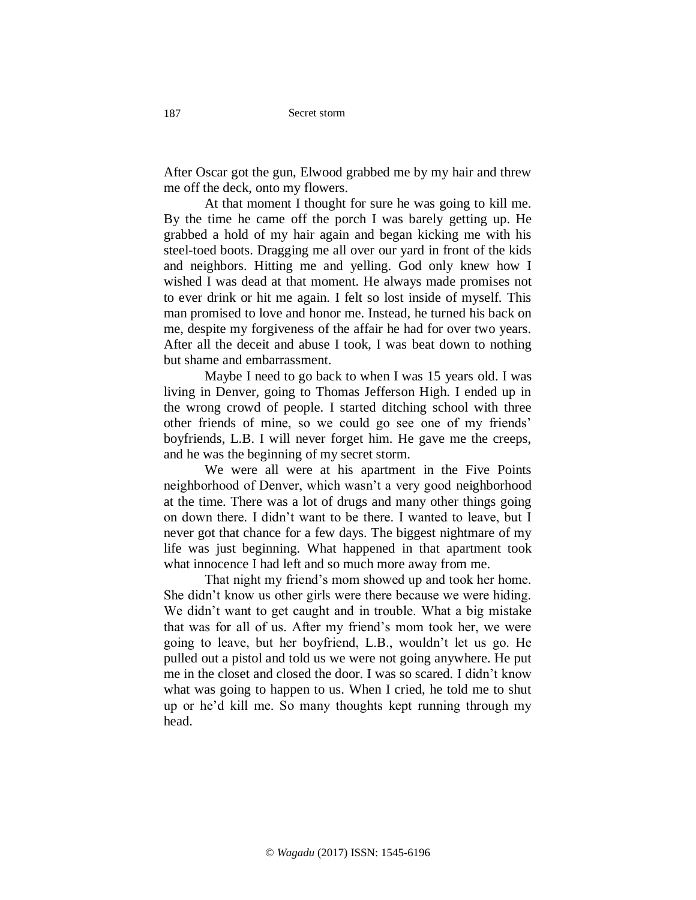After Oscar got the gun, Elwood grabbed me by my hair and threw me off the deck, onto my flowers.

At that moment I thought for sure he was going to kill me. By the time he came off the porch I was barely getting up. He grabbed a hold of my hair again and began kicking me with his steel-toed boots. Dragging me all over our yard in front of the kids and neighbors. Hitting me and yelling. God only knew how I wished I was dead at that moment. He always made promises not to ever drink or hit me again. I felt so lost inside of myself. This man promised to love and honor me. Instead, he turned his back on me, despite my forgiveness of the affair he had for over two years. After all the deceit and abuse I took, I was beat down to nothing but shame and embarrassment.

Maybe I need to go back to when I was 15 years old. I was living in Denver, going to Thomas Jefferson High. I ended up in the wrong crowd of people. I started ditching school with three other friends of mine, so we could go see one of my friends' boyfriends, L.B. I will never forget him. He gave me the creeps, and he was the beginning of my secret storm.

We were all were at his apartment in the Five Points neighborhood of Denver, which wasn't a very good neighborhood at the time. There was a lot of drugs and many other things going on down there. I didn't want to be there. I wanted to leave, but I never got that chance for a few days. The biggest nightmare of my life was just beginning. What happened in that apartment took what innocence I had left and so much more away from me.

That night my friend's mom showed up and took her home. She didn't know us other girls were there because we were hiding. We didn't want to get caught and in trouble. What a big mistake that was for all of us. After my friend's mom took her, we were going to leave, but her boyfriend, L.B., wouldn't let us go. He pulled out a pistol and told us we were not going anywhere. He put me in the closet and closed the door. I was so scared. I didn't know what was going to happen to us. When I cried, he told me to shut up or he'd kill me. So many thoughts kept running through my head.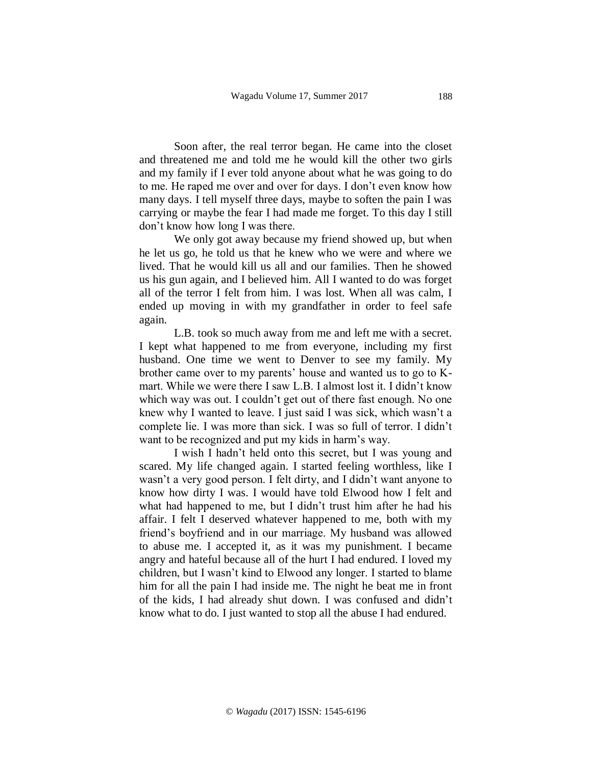Soon after, the real terror began. He came into the closet and threatened me and told me he would kill the other two girls and my family if I ever told anyone about what he was going to do to me. He raped me over and over for days. I don't even know how many days. I tell myself three days, maybe to soften the pain I was carrying or maybe the fear I had made me forget. To this day I still don't know how long I was there.

We only got away because my friend showed up, but when he let us go, he told us that he knew who we were and where we lived. That he would kill us all and our families. Then he showed us his gun again, and I believed him. All I wanted to do was forget all of the terror I felt from him. I was lost. When all was calm, I ended up moving in with my grandfather in order to feel safe again.

L.B. took so much away from me and left me with a secret. I kept what happened to me from everyone, including my first husband. One time we went to Denver to see my family. My brother came over to my parents' house and wanted us to go to K-mart. While we were there I saw L.B. I almost lost it. I didn't know which way was out. I couldn't get out of there fast enough. No one knew why I wanted to leave. I just said I was sick, which wasn't a complete lie. I was more than sick. I was so full of terror. I didn't want to be recognized and put my kids in harm's way.

I wish I hadn't held onto this secret, but I was young and scared. My life changed again. I started feeling worthless, like I wasn't a very good person. I felt dirty, and I didn't want anyone to know how dirty I was. I would have told Elwood how I felt and what had happened to me, but I didn't trust him after he had his affair. I felt I deserved whatever happened to me, both with my friend's boyfriend and in our marriage. My husband was allowed to abuse me. I accepted it, as it was my punishment. I became angry and hateful because all of the hurt I had endured. I loved my children, but I wasn't kind to Elwood any longer. I started to blame him for all the pain I had inside me. The night he beat me in front of the kids, I had already shut down. I was confused and didn't know what to do. I just wanted to stop all the abuse I had endured.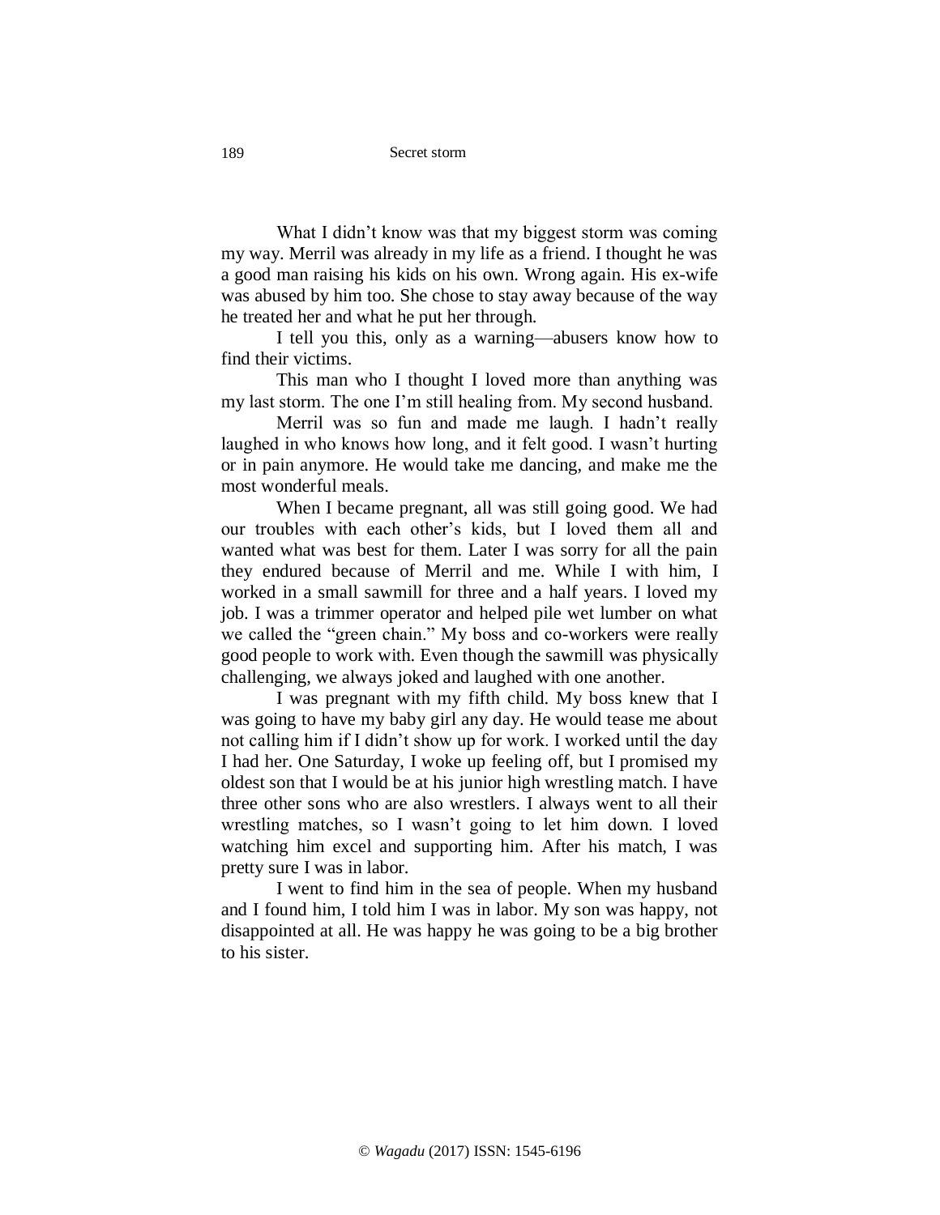What I didn't know was that my biggest storm was coming my way. Merril was already in my life as a friend. I thought he was a good man raising his kids on his own. Wrong again. His ex-wife was abused by him too. She chose to stay away because of the way he treated her and what he put her through.

I tell you this, only as a warning—abusers know how to find their victims.

This man who I thought I loved more than anything was my last storm. The one I'm still healing from. My second husband.

Merril was so fun and made me laugh. I hadn't really laughed in who knows how long, and it felt good. I wasn't hurting or in pain anymore. He would take me dancing, and make me the most wonderful meals.

When I became pregnant, all was still going good. We had our troubles with each other's kids, but I loved them all and wanted what was best for them. Later I was sorry for all the pain they endured because of Merril and me. While I with him, I worked in a small sawmill for three and a half years. I loved my job. I was a trimmer operator and helped pile wet lumber on what we called the "green chain." My boss and co-workers were really good people to work with. Even though the sawmill was physically challenging, we always joked and laughed with one another.

I was pregnant with my fifth child. My boss knew that I was going to have my baby girl any day. He would tease me about not calling him if I didn't show up for work. I worked until the day I had her. One Saturday, I woke up feeling off, but I promised my oldest son that I would be at his junior high wrestling match. I have three other sons who are also wrestlers. I always went to all their wrestling matches, so I wasn't going to let him down. I loved watching him excel and supporting him. After his match, I was pretty sure I was in labor.

I went to find him in the sea of people. When my husband and I found him, I told him I was in labor. My son was happy, not disappointed at all. He was happy he was going to be a big brother to his sister.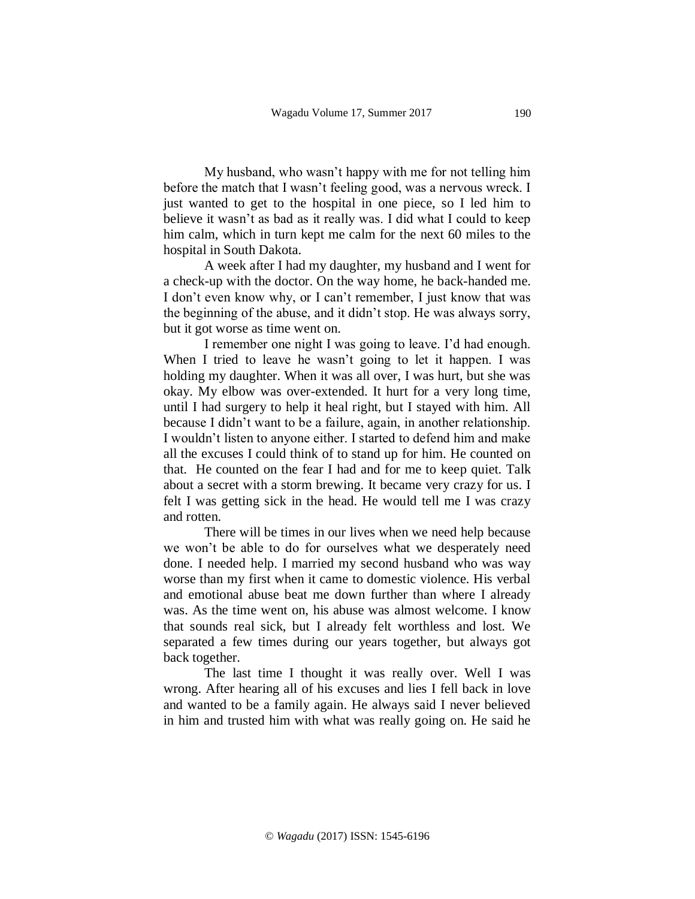My husband, who wasn't happy with me for not telling him before the match that I wasn't feeling good, was a nervous wreck. I just wanted to get to the hospital in one piece, so I led him to believe it wasn't as bad as it really was. I did what I could to keep him calm, which in turn kept me calm for the next 60 miles to the hospital in South Dakota.

A week after I had my daughter, my husband and I went for a check-up with the doctor. On the way home, he back-handed me. I don't even know why, or I can't remember, I just know that was the beginning of the abuse, and it didn't stop. He was always sorry, but it got worse as time went on.

I remember one night I was going to leave. I'd had enough. When I tried to leave he wasn't going to let it happen. I was holding my daughter. When it was all over, I was hurt, but she was okay. My elbow was over-extended. It hurt for a very long time, until I had surgery to help it heal right, but I stayed with him. All because I didn't want to be a failure, again, in another relationship. I wouldn't listen to anyone either. I started to defend him and make all the excuses I could think of to stand up for him. He counted on that. He counted on the fear I had and for me to keep quiet. Talk about a secret with a storm brewing. It became very crazy for us. I felt I was getting sick in the head. He would tell me I was crazy and rotten.

There will be times in our lives when we need help because we won't be able to do for ourselves what we desperately need done. I needed help. I married my second husband who was way worse than my first when it came to domestic violence. His verbal and emotional abuse beat me down further than where I already was. As the time went on, his abuse was almost welcome. I know that sounds real sick, but I already felt worthless and lost. We separated a few times during our years together, but always got back together.

The last time I thought it was really over. Well I was wrong. After hearing all of his excuses and lies I fell back in love and wanted to be a family again. He always said I never believed in him and trusted him with what was really going on. He said he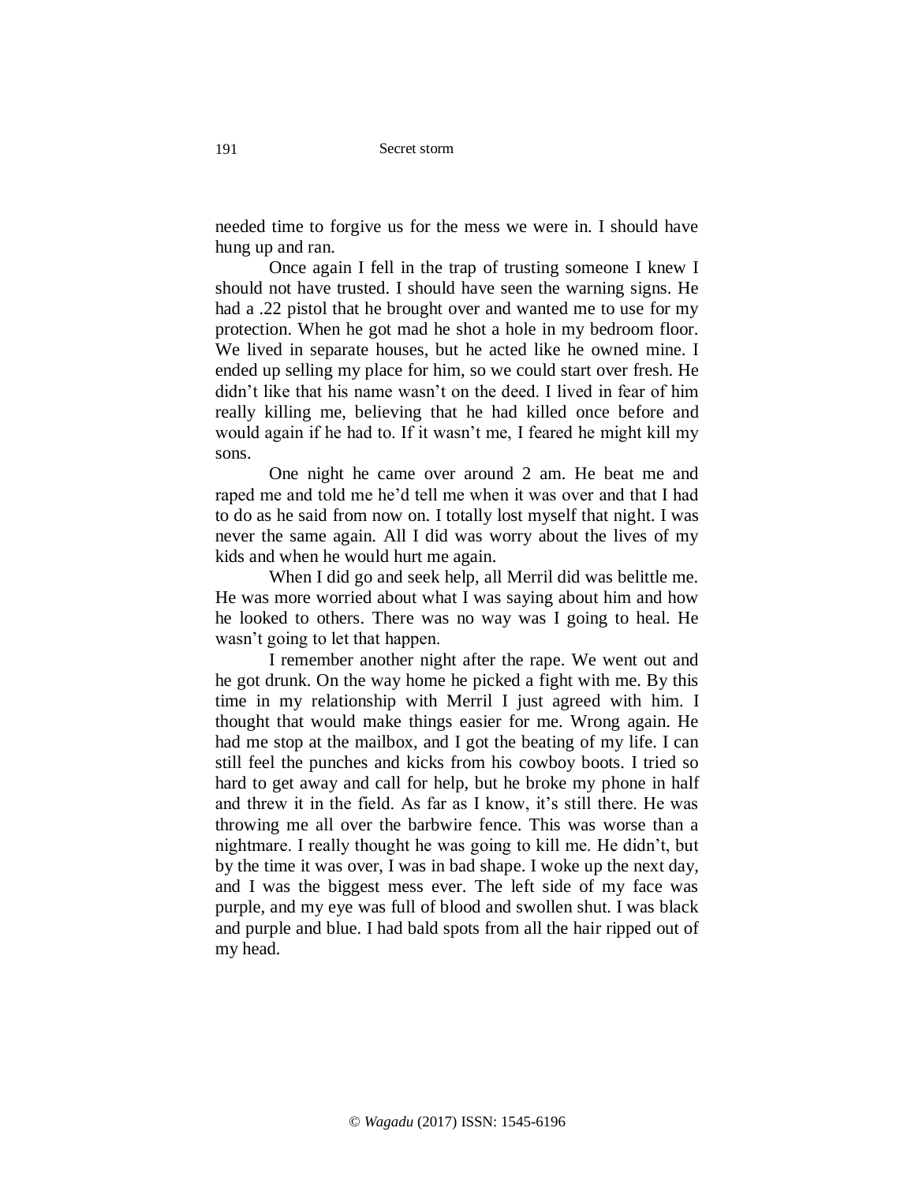needed time to forgive us for the mess we were in. I should have hung up and ran.

Once again I fell in the trap of trusting someone I knew I should not have trusted. I should have seen the warning signs. He had a .22 pistol that he brought over and wanted me to use for my protection. When he got mad he shot a hole in my bedroom floor. We lived in separate houses, but he acted like he owned mine. I ended up selling my place for him, so we could start over fresh. He didn't like that his name wasn't on the deed. I lived in fear of him really killing me, believing that he had killed once before and would again if he had to. If it wasn't me, I feared he might kill my sons.

One night he came over around 2 am. He beat me and raped me and told me he'd tell me when it was over and that I had to do as he said from now on. I totally lost myself that night. I was never the same again. All I did was worry about the lives of my kids and when he would hurt me again.

When I did go and seek help, all Merril did was belittle me. He was more worried about what I was saying about him and how he looked to others. There was no way was I going to heal. He wasn't going to let that happen.

I remember another night after the rape. We went out and he got drunk. On the way home he picked a fight with me. By this time in my relationship with Merril I just agreed with him. I thought that would make things easier for me. Wrong again. He had me stop at the mailbox, and I got the beating of my life. I can still feel the punches and kicks from his cowboy boots. I tried so hard to get away and call for help, but he broke my phone in half and threw it in the field. As far as I know, it's still there. He was throwing me all over the barbwire fence. This was worse than a nightmare. I really thought he was going to kill me. He didn't, but by the time it was over, I was in bad shape. I woke up the next day, and I was the biggest mess ever. The left side of my face was purple, and my eye was full of blood and swollen shut. I was black and purple and blue. I had bald spots from all the hair ripped out of my head.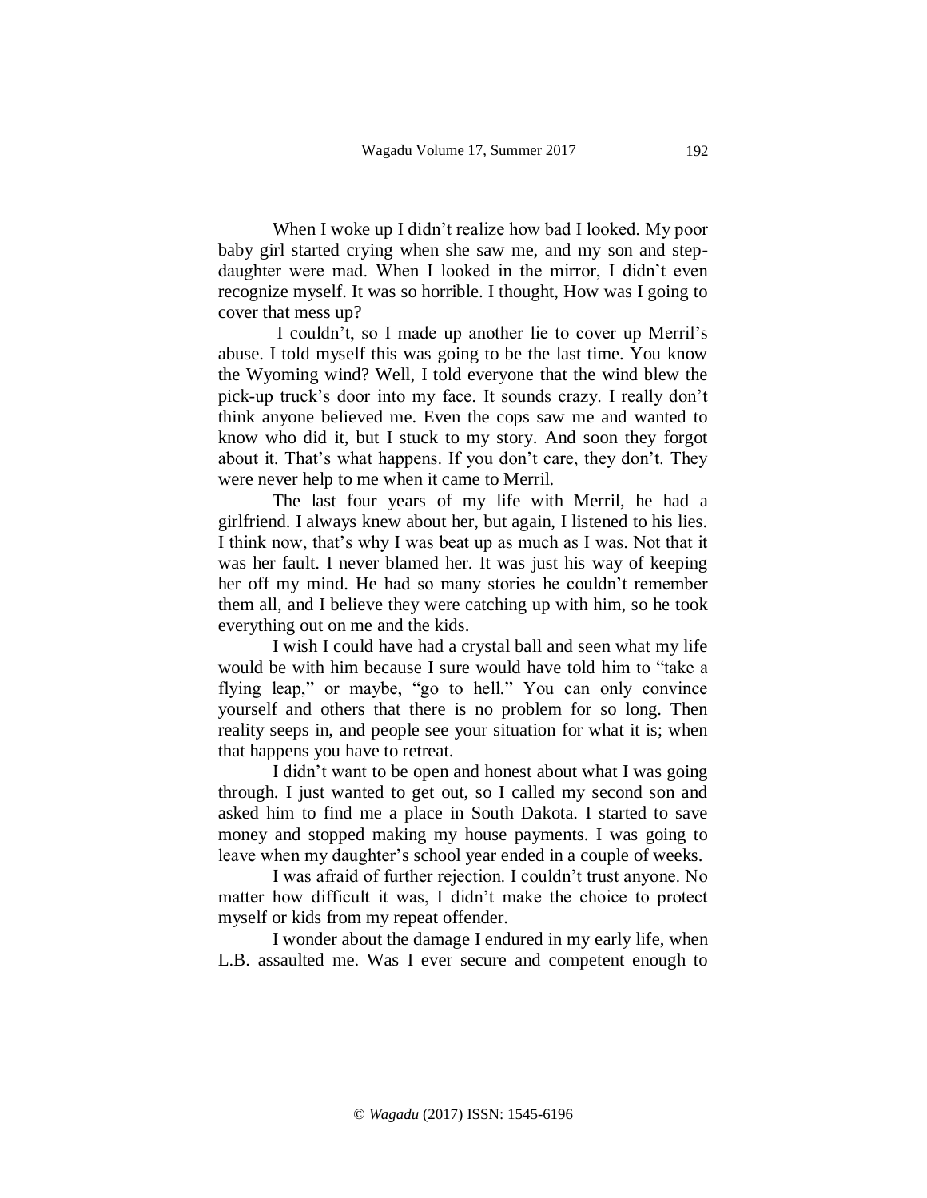When I woke up I didn't realize how bad I looked. My poor baby girl started crying when she saw me, and my son and step-daughter were mad. When I looked in the mirror, I didn't even recognize myself. It was so horrible. I thought, How was I going to cover that mess up?

I couldn't, so I made up another lie to cover up Merril's abuse. I told myself this was going to be the last time. You know the Wyoming wind? Well, I told everyone that the wind blew the pick-up truck's door into my face. It sounds crazy. I really don't think anyone believed me. Even the cops saw me and wanted to know who did it, but I stuck to my story. And soon they forgot about it. That's what happens. If you don't care, they don't. They were never help to me when it came to Merril.

The last four years of my life with Merril, he had a girlfriend. I always knew about her, but again, I listened to his lies. I think now, that's why I was beat up as much as I was. Not that it was her fault. I never blamed her. It was just his way of keeping her off my mind. He had so many stories he couldn't remember them all, and I believe they were catching up with him, so he took everything out on me and the kids.

I wish I could have had a crystal ball and seen what my life would be with him because I sure would have told him to "take a flying leap," or maybe, "go to hell." You can only convince yourself and others that there is no problem for so long. Then reality seeps in, and people see your situation for what it is; when that happens you have to retreat.

I didn't want to be open and honest about what I was going through. I just wanted to get out, so I called my second son and asked him to find me a place in South Dakota. I started to save money and stopped making my house payments. I was going to leave when my daughter's school year ended in a couple of weeks.

I was afraid of further rejection. I couldn't trust anyone. No matter how difficult it was, I didn't make the choice to protect myself or kids from my repeat offender.

I wonder about the damage I endured in my early life, when L.B. assaulted me. Was I ever secure and competent enough to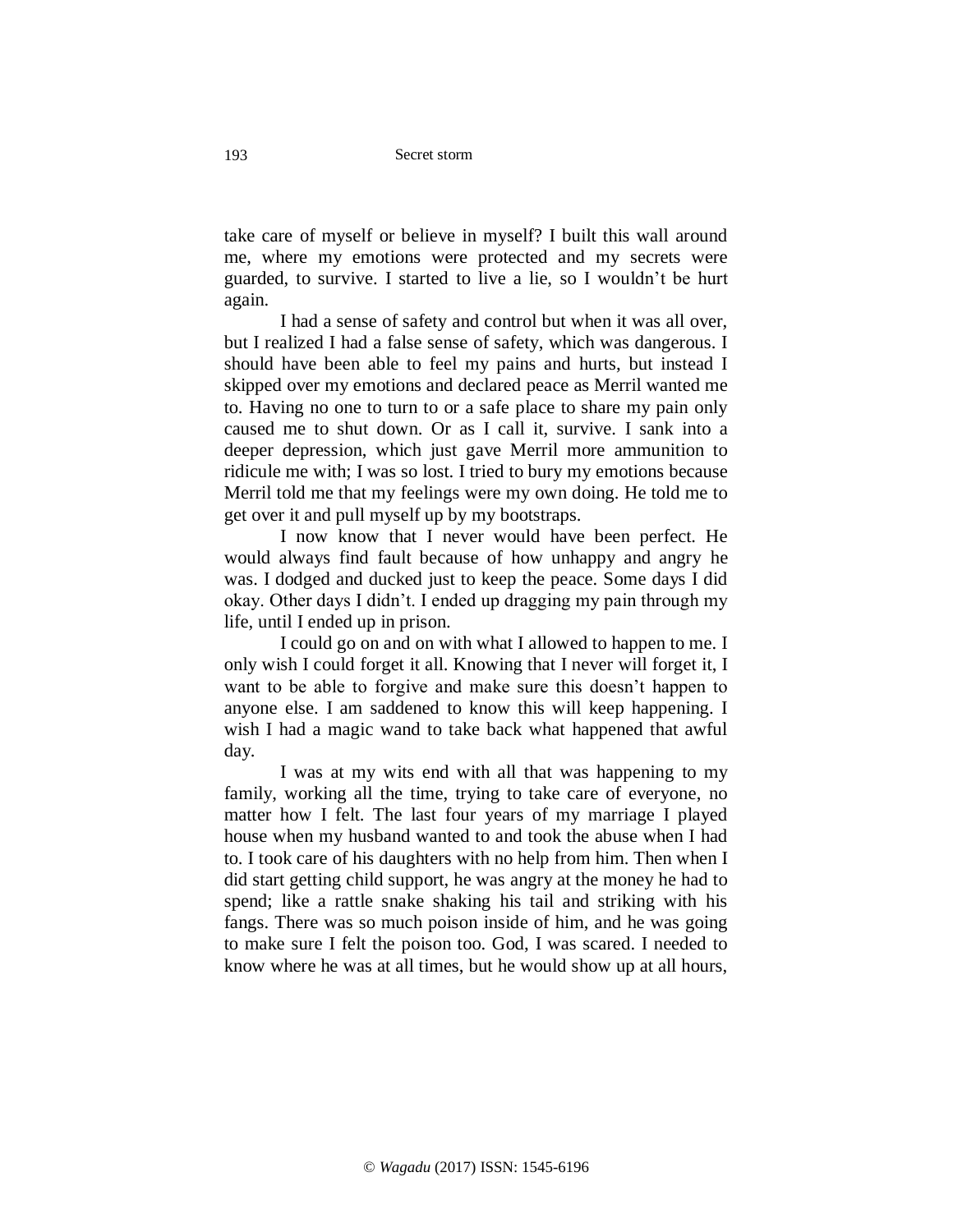take care of myself or believe in myself? I built this wall around me, where my emotions were protected and my secrets were guarded, to survive. I started to live a lie, so I wouldn't be hurt again.

I had a sense of safety and control but when it was all over, but I realized I had a false sense of safety, which was dangerous. I should have been able to feel my pains and hurts, but instead I skipped over my emotions and declared peace as Merril wanted me to. Having no one to turn to or a safe place to share my pain only caused me to shut down. Or as I call it, survive. I sank into a deeper depression, which just gave Merril more ammunition to ridicule me with; I was so lost. I tried to bury my emotions because Merril told me that my feelings were my own doing. He told me to get over it and pull myself up by my bootstraps.

I now know that I never would have been perfect. He would always find fault because of how unhappy and angry he was. I dodged and ducked just to keep the peace. Some days I did okay. Other days I didn't. I ended up dragging my pain through my life, until I ended up in prison.

I could go on and on with what I allowed to happen to me. I only wish I could forget it all. Knowing that I never will forget it, I want to be able to forgive and make sure this doesn't happen to anyone else. I am saddened to know this will keep happening. I wish I had a magic wand to take back what happened that awful day.

I was at my wits end with all that was happening to my family, working all the time, trying to take care of everyone, no matter how I felt. The last four years of my marriage I played house when my husband wanted to and took the abuse when I had to. I took care of his daughters with no help from him. Then when I did start getting child support, he was angry at the money he had to spend; like a rattle snake shaking his tail and striking with his fangs. There was so much poison inside of him, and he was going to make sure I felt the poison too. God, I was scared. I needed to know where he was at all times, but he would show up at all hours,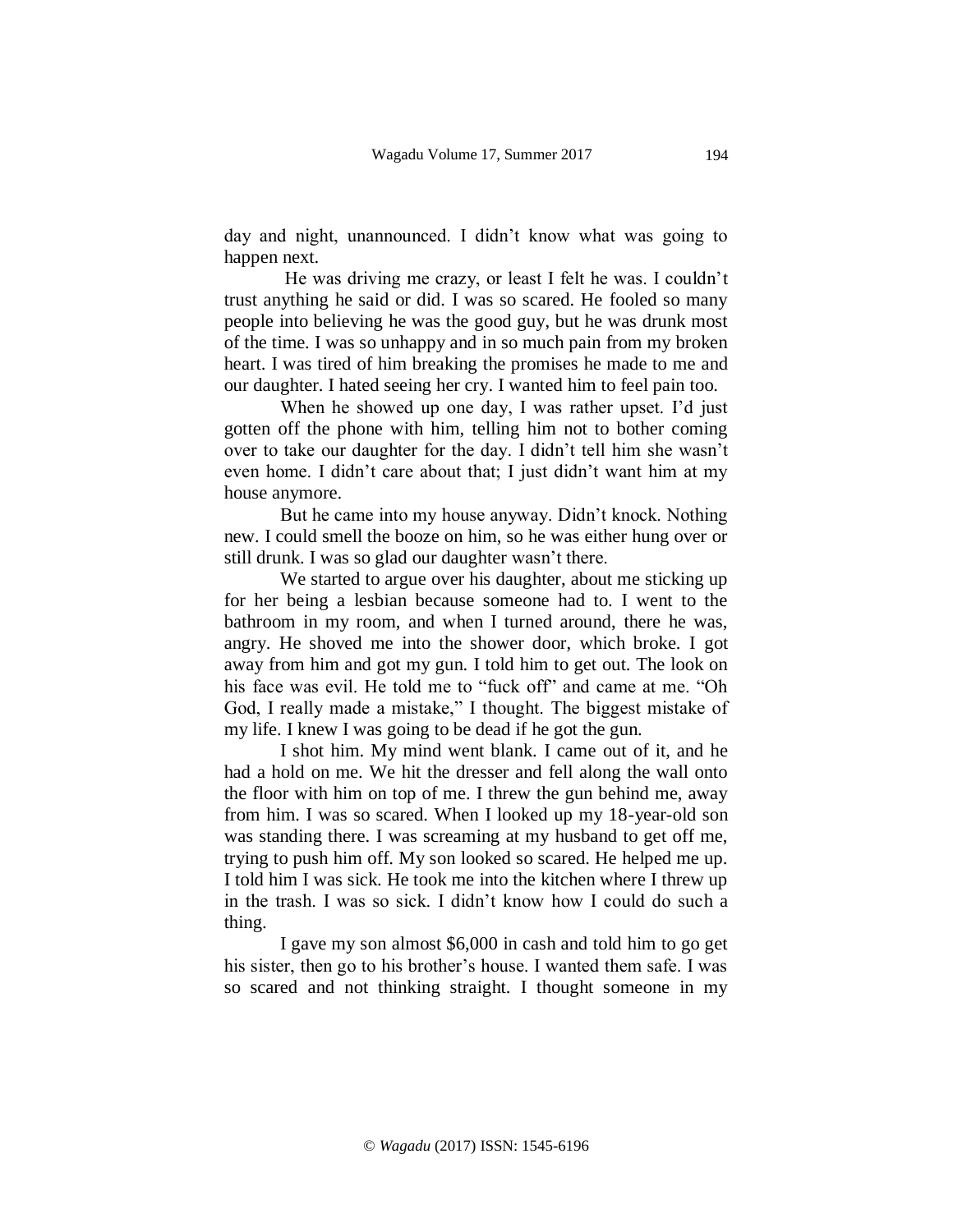day and night, unannounced. I didn't know what was going to happen next.

He was driving me crazy, or least I felt he was. I couldn't trust anything he said or did. I was so scared. He fooled so many people into believing he was the good guy, but he was drunk most of the time. I was so unhappy and in so much pain from my broken heart. I was tired of him breaking the promises he made to me and our daughter. I hated seeing her cry. I wanted him to feel pain too.

When he showed up one day, I was rather upset. I'd just gotten off the phone with him, telling him not to bother coming over to take our daughter for the day. I didn't tell him she wasn't even home. I didn't care about that; I just didn't want him at my house anymore.

But he came into my house anyway. Didn't knock. Nothing new. I could smell the booze on him, so he was either hung over or still drunk. I was so glad our daughter wasn't there.

We started to argue over his daughter, about me sticking up for her being a lesbian because someone had to. I went to the bathroom in my room, and when I turned around, there he was, angry. He shoved me into the shower door, which broke. I got away from him and got my gun. I told him to get out. The look on his face was evil. He told me to "fuck off" and came at me. "Oh God, I really made a mistake," I thought. The biggest mistake of my life. I knew I was going to be dead if he got the gun.

I shot him. My mind went blank. I came out of it, and he had a hold on me. We hit the dresser and fell along the wall onto the floor with him on top of me. I threw the gun behind me, away from him. I was so scared. When I looked up my 18-year-old son was standing there. I was screaming at my husband to get off me, trying to push him off. My son looked so scared. He helped me up. I told him I was sick. He took me into the kitchen where I threw up in the trash. I was so sick. I didn't know how I could do such a thing.

I gave my son almost $6,000 in cash and told him to go get his sister, then go to his brother's house. I wanted them safe. I was so scared and not thinking straight. I thought someone in my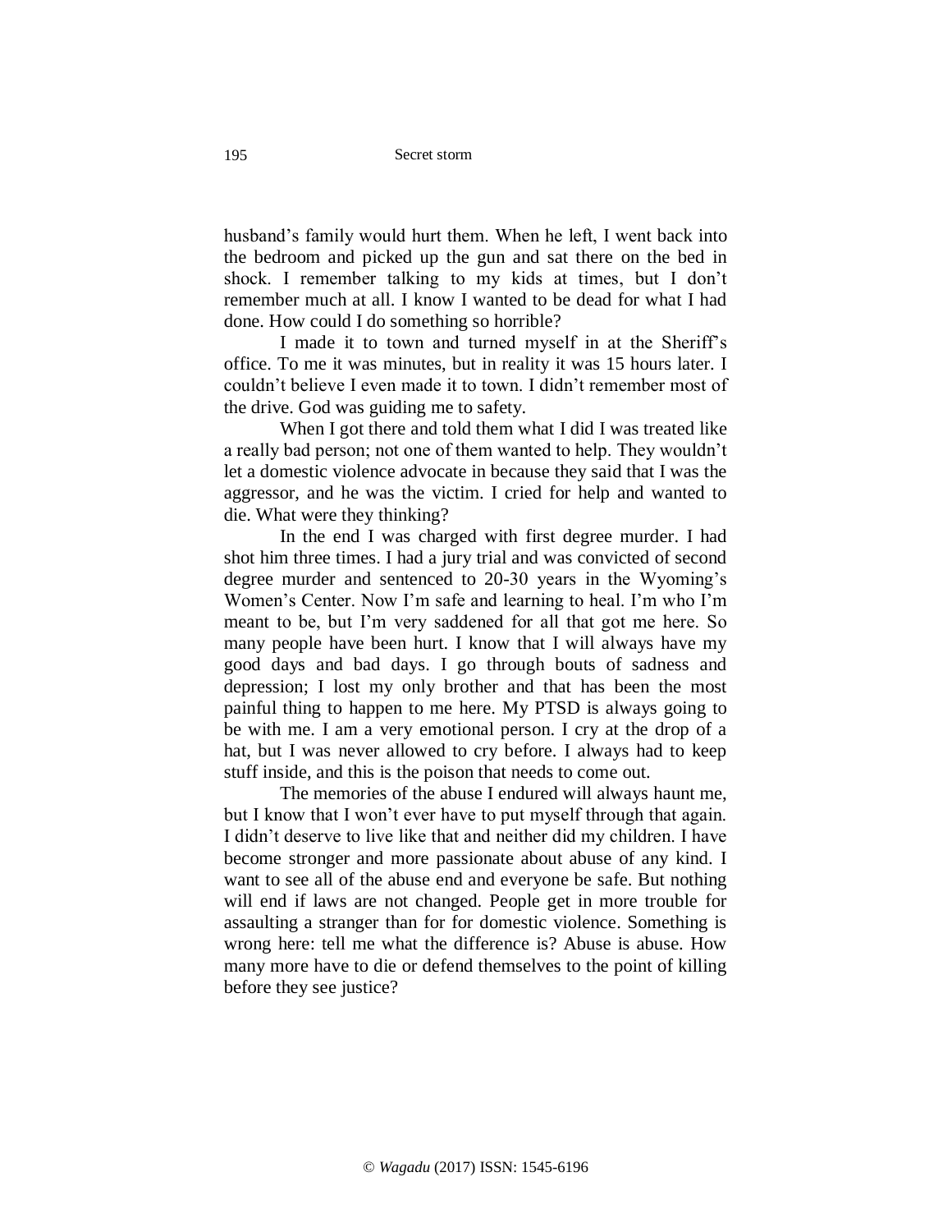husband's family would hurt them. When he left, I went back into the bedroom and picked up the gun and sat there on the bed in shock. I remember talking to my kids at times, but I don't remember much at all. I know I wanted to be dead for what I had done. How could I do something so horrible?

I made it to town and turned myself in at the Sheriff's office. To me it was minutes, but in reality it was 15 hours later. I couldn't believe I even made it to town. I didn't remember most of the drive. God was guiding me to safety.

When I got there and told them what I did I was treated like a really bad person; not one of them wanted to help. They wouldn't let a domestic violence advocate in because they said that I was the aggressor, and he was the victim. I cried for help and wanted to die. What were they thinking?

In the end I was charged with first degree murder. I had shot him three times. I had a jury trial and was convicted of second degree murder and sentenced to 20-30 years in the Wyoming's Women's Center. Now I'm safe and learning to heal. I'm who I'm meant to be, but I'm very saddened for all that got me here. So many people have been hurt. I know that I will always have my good days and bad days. I go through bouts of sadness and depression; I lost my only brother and that has been the most painful thing to happen to me here. My PTSD is always going to be with me. I am a very emotional person. I cry at the drop of a hat, but I was never allowed to cry before. I always had to keep stuff inside, and this is the poison that needs to come out.

The memories of the abuse I endured will always haunt me, but I know that I won't ever have to put myself through that again. I didn't deserve to live like that and neither did my children. I have become stronger and more passionate about abuse of any kind. I want to see all of the abuse end and everyone be safe. But nothing will end if laws are not changed. People get in more trouble for assaulting a stranger than for for domestic violence. Something is wrong here: tell me what the difference is? Abuse is abuse. How many more have to die or defend themselves to the point of killing before they see justice?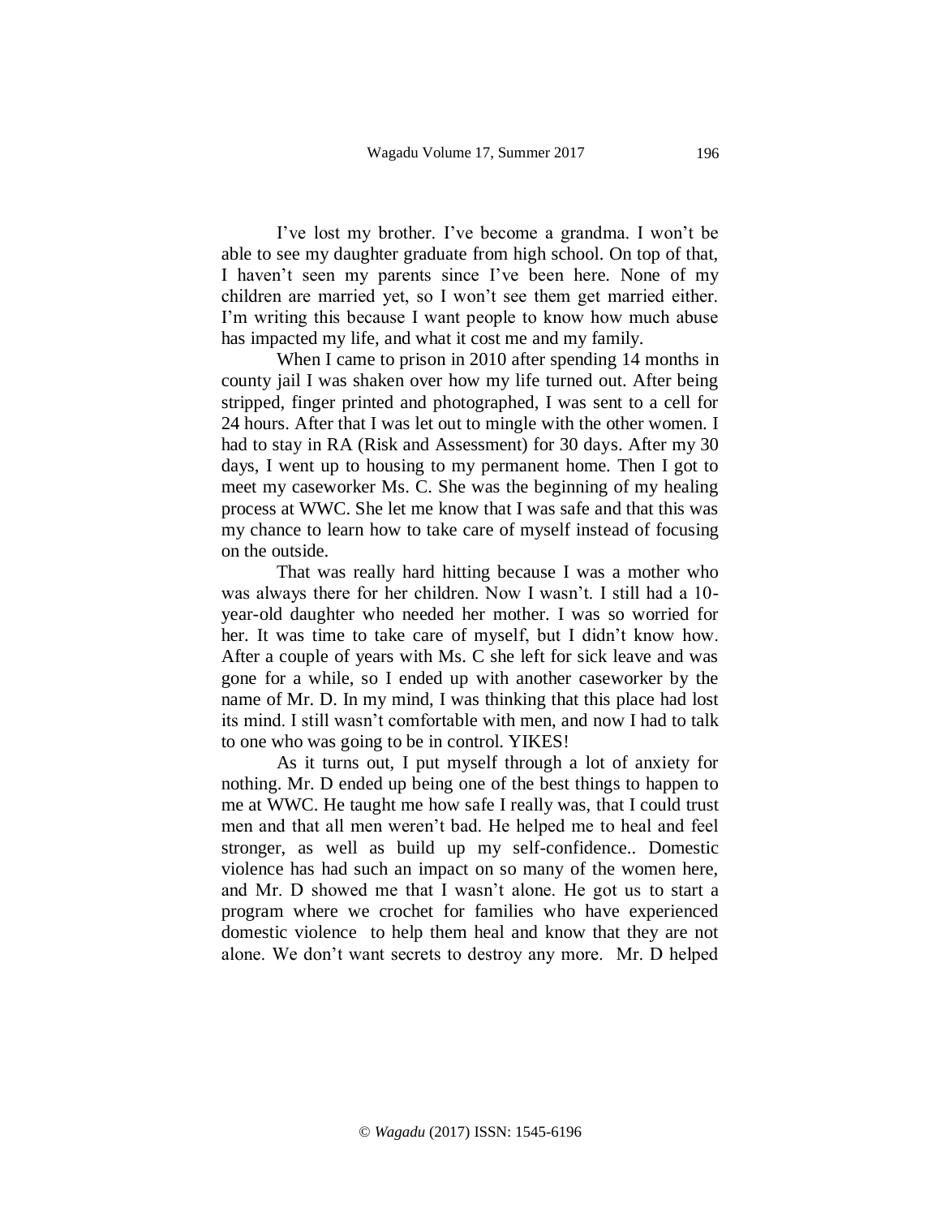I've lost my brother. I've become a grandma. I won't be able to see my daughter graduate from high school. On top of that, I haven't seen my parents since I've been here. None of my children are married yet, so I won't see them get married either. I'm writing this because I want people to know how much abuse has impacted my life, and what it cost me and my family.

When I came to prison in 2010 after spending 14 months in county jail I was shaken over how my life turned out. After being stripped, finger printed and photographed, I was sent to a cell for 24 hours. After that I was let out to mingle with the other women. I had to stay in RA (Risk and Assessment) for 30 days. After my 30 days, I went up to housing to my permanent home. Then I got to meet my caseworker Ms. C. She was the beginning of my healing process at WWC. She let me know that I was safe and that this was my chance to learn how to take care of myself instead of focusing on the outside.

That was really hard hitting because I was a mother who was always there for her children. Now I wasn't. I still had a 10-year-old daughter who needed her mother. I was so worried for her. It was time to take care of myself, but I didn't know how. After a couple of years with Ms. C she left for sick leave and was gone for a while, so I ended up with another caseworker by the name of Mr. D. In my mind, I was thinking that this place had lost its mind. I still wasn't comfortable with men, and now I had to talk to one who was going to be in control. YIKES!

As it turns out, I put myself through a lot of anxiety for nothing. Mr. D ended up being one of the best things to happen to me at WWC. He taught me how safe I really was, that I could trust men and that all men weren't bad. He helped me to heal and feel stronger, as well as build up my self-confidence.. Domestic violence has had such an impact on so many of the women here, and Mr. D showed me that I wasn't alone. He got us to start a program where we crochet for families who have experienced domestic violence to help them heal and know that they are not alone. We don't want secrets to destroy any more. Mr. D helped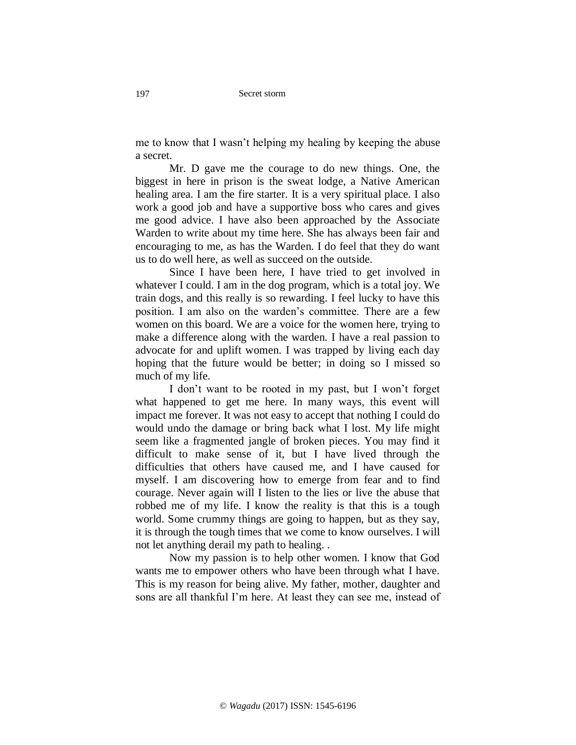me to know that I wasn't helping my healing by keeping the abuse a secret.

Mr. D gave me the courage to do new things. One, the biggest in here in prison is the sweat lodge, a Native American healing area. I am the fire starter. It is a very spiritual place. I also work a good job and have a supportive boss who cares and gives me good advice. I have also been approached by the Associate Warden to write about my time here. She has always been fair and encouraging to me, as has the Warden. I do feel that they do want us to do well here, as well as succeed on the outside.

Since I have been here, I have tried to get involved in whatever I could. I am in the dog program, which is a total joy. We train dogs, and this really is so rewarding. I feel lucky to have this position. I am also on the warden's committee. There are a few women on this board. We are a voice for the women here, trying to make a difference along with the warden. I have a real passion to advocate for and uplift women. I was trapped by living each day hoping that the future would be better; in doing so I missed so much of my life.

I don't want to be rooted in my past, but I won't forget what happened to get me here. In many ways, this event will impact me forever. It was not easy to accept that nothing I could do would undo the damage or bring back what I lost. My life might seem like a fragmented jangle of broken pieces. You may find it difficult to make sense of it, but I have lived through the difficulties that others have caused me, and I have caused for myself. I am discovering how to emerge from fear and to find courage. Never again will I listen to the lies or live the abuse that robbed me of my life. I know the reality is that this is a tough world. Some crummy things are going to happen, but as they say, it is through the tough times that we come to know ourselves. I will not let anything derail my path to healing. .

Now my passion is to help other women. I know that God wants me to empower others who have been through what I have. This is my reason for being alive. My father, mother, daughter and sons are all thankful I'm here. At least they can see me, instead of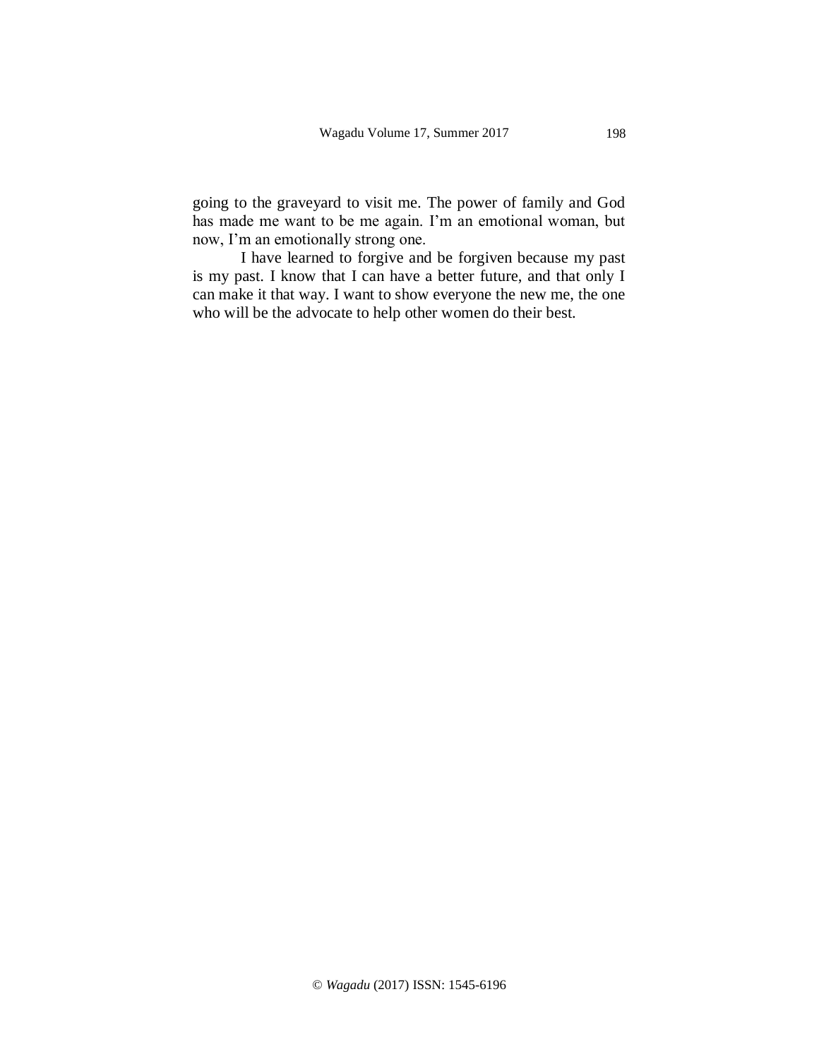going to the graveyard to visit me. The power of family and God has made me want to be me again. I'm an emotional woman, but now, I'm an emotionally strong one.

I have learned to forgive and be forgiven because my past is my past. I know that I can have a better future, and that only I can make it that way. I want to show everyone the new me, the one who will be the advocate to help other women do their best.